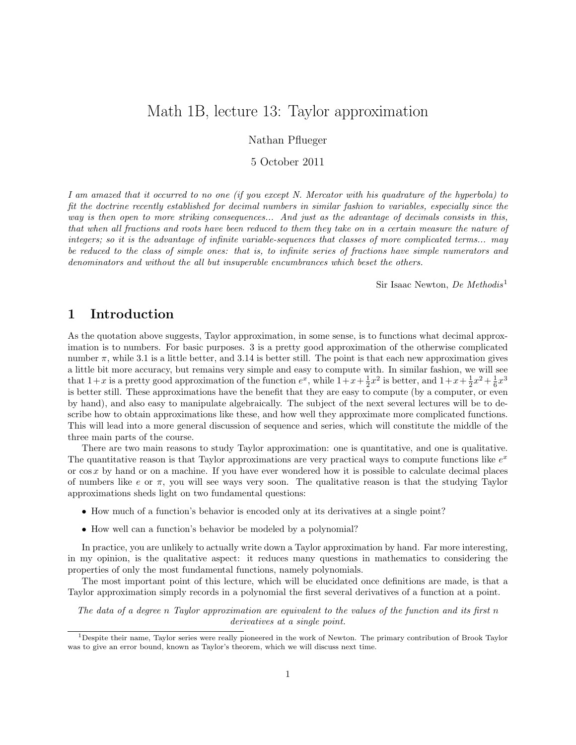# Math 1B, lecture 13: Taylor approximation

Nathan Pflueger

5 October 2011

*I am amazed that it occurred to no one (if you except N. Mercator with his quadrature of the hyperbola) to fit the doctrine recently established for decimal numbers in similar fashion to variables, especially since the way is then open to more striking consequences... And just as the advantage of decimals consists in this, that when all fractions and roots have been reduced to them they take on in a certain measure the nature of integers; so it is the advantage of infinite variable-sequences that classes of more complicated terms... may be reduced to the class of simple ones: that is, to infinite series of fractions have simple numerators and denominators and without the all but insuperable encumbrances which beset the others.*

Sir Isaac Newton, *De Methodis*[1]

## 1 Introduction

As the quotation above suggests, Taylor approximation, in some sense, is to functions what decimal approximation is to numbers. For basic purposes. 3 is a pretty good approximation of the otherwise complicated number $\pi$, while 3.1 is a little better, and 3.14 is better still. The point is that each new approximation gives a little bit more accuracy, but remains very simple and easy to compute with. In similar fashion, we will see that $1+x$ is a pretty good approximation of the function $e^x$, while $1+x+\frac{1}{2}x^2$ is better, and $1+x+\frac{1}{2}x^2+\frac{1}{6}x^3$ is better still. These approximations have the benefit that they are easy to compute (by a computer, or even by hand), and also easy to manipulate algebraically. The subject of the next several lectures will be to describe how to obtain approximations like these, and how well they approximate more complicated functions. This will lead into a more general discussion of sequence and series, which will constitute the middle of the three main parts of the course.

There are two main reasons to study Taylor approximation: one is quantitative, and one is qualitative. The quantitative reason is that Taylor approximations are very practical ways to compute functions like $e^x$ or $\cos x$ by hand or on a machine. If you have ever wondered how it is possible to calculate decimal places of numbers like $e$ or $\pi$, you will see ways very soon. The qualitative reason is that the studying Taylor approximations sheds light on two fundamental questions:

- How much of a function's behavior is encoded only at its derivatives at a single point?
- How well can a function's behavior be modeled by a polynomial?

In practice, you are unlikely to actually write down a Taylor approximation by hand. Far more interesting, in my opinion, is the qualitative aspect: it reduces many questions in mathematics to considering the properties of only the most fundamental functions, namely polynomials.

The most important point of this lecture, which will be elucidated once definitions are made, is that a Taylor approximation simply records in a polynomial the first several derivatives of a function at a point.

*The data of a degree $n$ Taylor approximation are equivalent to the values of the function and its first $n$ derivatives at a single point.*

[1] Despite their name, Taylor series were really pioneered in the work of Newton. The primary contribution of Brook Taylor was to give an error bound, known as Taylor's theorem, which we will discuss next time.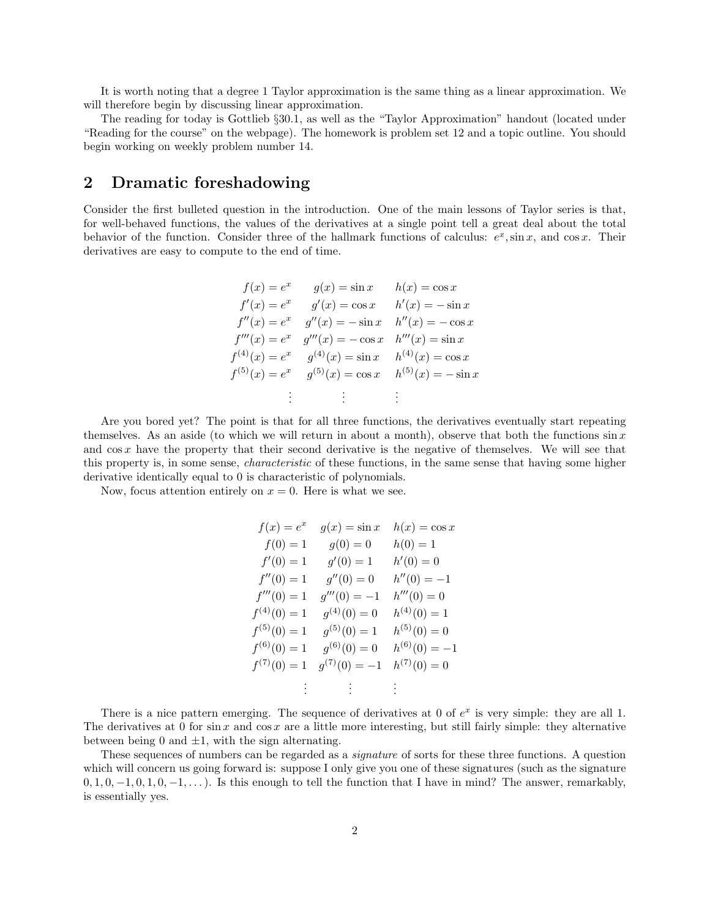It is worth noting that a degree 1 Taylor approximation is the same thing as a linear approximation. We will therefore begin by discussing linear approximation.

The reading for today is Gottlieb §30.1, as well as the "Taylor Approximation" handout (located under "Reading for the course" on the webpage). The homework is problem set 12 and a topic outline. You should begin working on weekly problem number 14.

## 2 Dramatic foreshadowing

Consider the first bulleted question in the introduction. One of the main lessons of Taylor series is that, for well-behaved functions, the values of the derivatives at a single point tell a great deal about the total behavior of the function. Consider three of the hallmark functions of calculus: $e^x, \sin x$, and $\cos x$. Their derivatives are easy to compute to the end of time.

$$
\begin{array}{ccc}
f(x) = e^x & g(x) = \sin x & h(x) = \cos x \\
f'(x) = e^x & g'(x) = \cos x & h'(x) = -\sin x \\
f''(x) = e^x & g''(x) = -\sin x & h''(x) = -\cos x \\
f'''(x) = e^x & g'''(x) = -\cos x & h'''(x) = \sin x \\
f^{(4)}(x) = e^x & g^{(4)}(x) = \sin x & h^{(4)}(x) = \cos x \\
f^{(5)}(x) = e^x & g^{(5)}(x) = \cos x & h^{(5)}(x) = -\sin x \\
\vdots & \vdots & \vdots
\end{array}
$$

Are you bored yet? The point is that for all three functions, the derivatives eventually start repeating themselves. As an aside (to which we will return in about a month), observe that both the functions $\sin x$ and $\cos x$ have the property that their second derivative is the negative of themselves. We will see that this property is, in some sense, *characteristic* of these functions, in the same sense that having some higher derivative identically equal to 0 is characteristic of polynomials.

Now, focus attention entirely on $x = 0$. Here is what we see.

$$
\begin{array}{ccc}
f(x) = e^x & g(x) = \sin x & h(x) = \cos x \\
f(0) = 1 & g(0) = 0 & h(0) = 1 \\
f'(0) = 1 & g'(0) = 1 & h'(0) = 0 \\
f''(0) = 1 & g''(0) = 0 & h''(0) = -1 \\
f'''(0) = 1 & g'''(0) = -1 & h'''(0) = 0 \\
f^{(4)}(0) = 1 & g^{(4)}(0) = 0 & h^{(4)}(0) = 1 \\
f^{(5)}(0) = 1 & g^{(5)}(0) = 1 & h^{(5)}(0) = 0 \\
f^{(6)}(0) = 1 & g^{(6)}(0) = 0 & h^{(6)}(0) = -1 \\
f^{(7)}(0) = 1 & g^{(7)}(0) = -1 & h^{(7)}(0) = 0 \\
\vdots & \vdots & \vdots
\end{array}
$$

There is a nice pattern emerging. The sequence of derivatives at 0 of $e^x$ is very simple: they are all 1. The derivatives at 0 for $\sin x$ and $\cos x$ are a little more interesting, but still fairly simple: they alternative between being 0 and $\pm 1$, with the sign alternating.

These sequences of numbers can be regarded as a *signature* of sorts for these three functions. A question which will concern us going forward is: suppose I only give you one of these signatures (such as the signature $0, 1, 0, -1, 0, 1, 0, -1, \ldots$). Is this enough to tell the function that I have in mind? The answer, remarkably, is essentially yes.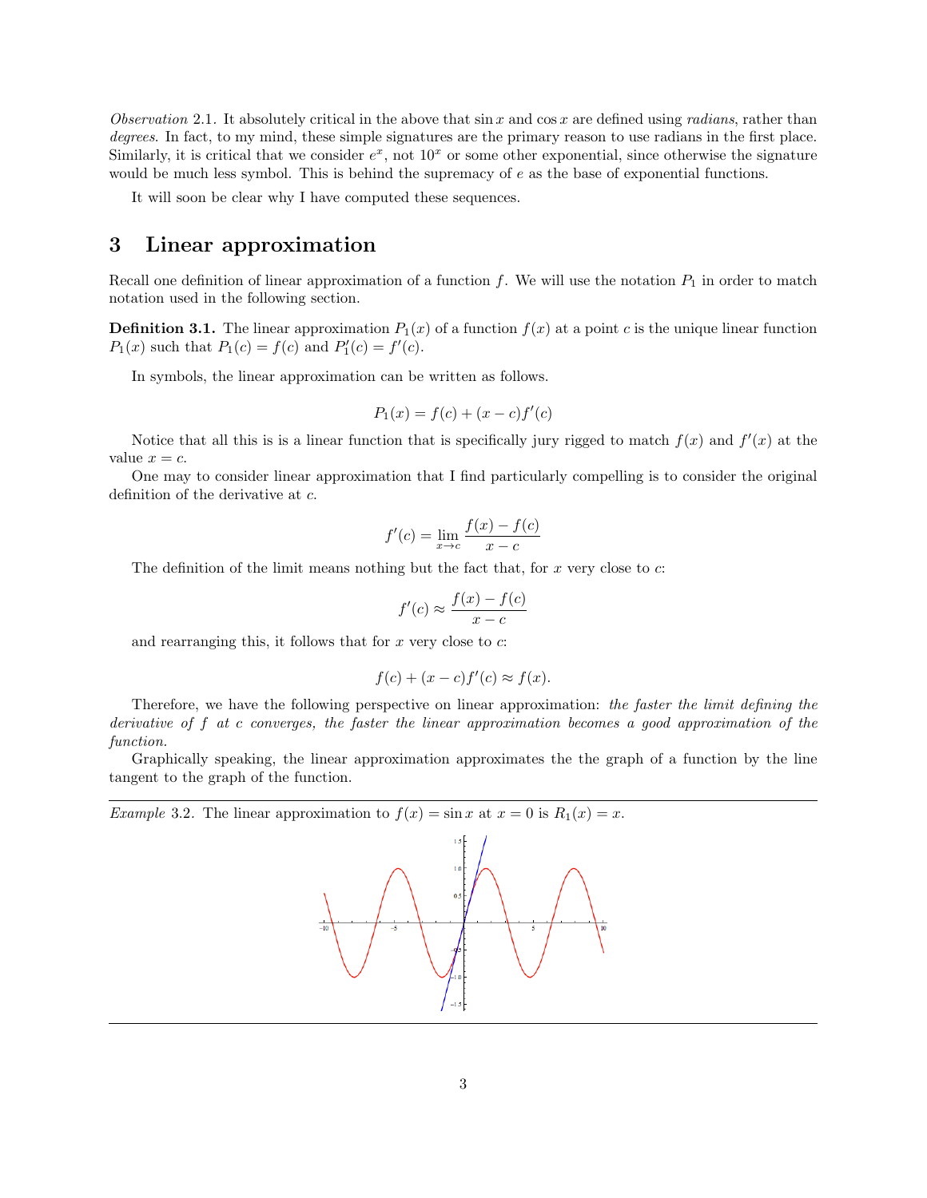*Observation* 2.1. It absolutely critical in the above that $\sin x$ and $\cos x$ are defined using *radians*, rather than *degrees*. In fact, to my mind, these simple signatures are the primary reason to use radians in the first place. Similarly, it is critical that we consider $e^x$, not $10^x$ or some other exponential, since otherwise the signature would be much less symbol. This is behind the supremacy of $e$ as the base of exponential functions.

It will soon be clear why I have computed these sequences.

## 3 Linear approximation

Recall one definition of linear approximation of a function $f$. We will use the notation $P_1$ in order to match notation used in the following section.

**Definition 3.1.** The linear approximation $P_1(x)$ of a function $f(x)$ at a point $c$ is the unique linear function $P_1(x)$ such that $P_1(c) = f(c)$ and $P_1'(c) = f'(c)$.

In symbols, the linear approximation can be written as follows.

$$P_1(x) = f(c) + (x - c)f'(c)$$

Notice that all this is is a linear function that is specifically jury rigged to match $f(x)$ and $f'(x)$ at the value $x = c$.

One may to consider linear approximation that I find particularly compelling is to consider the original definition of the derivative at $c$.

$$f'(c) = \lim_{x \to c} \frac{f(x) - f(c)}{x - c}$$

The definition of the limit means nothing but the fact that, for $x$ very close to $c$:

$$f'(c) \approx \frac{f(x) - f(c)}{x - c}$$

and rearranging this, it follows that for $x$ very close to $c$:

$$f(c) + (x - c)f'(c) \approx f(x).$$

Therefore, we have the following perspective on linear approximation: *the faster the limit defining the derivative of $f$ at $c$ converges, the faster the linear approximation becomes a good approximation of the function.*

Graphically speaking, the linear approximation approximates the the graph of a function by the line tangent to the graph of the function.

---

*Example* 3.2. The linear approximation to $f(x) = \sin x$ at $x = 0$ is $R_1(x) = x$.

---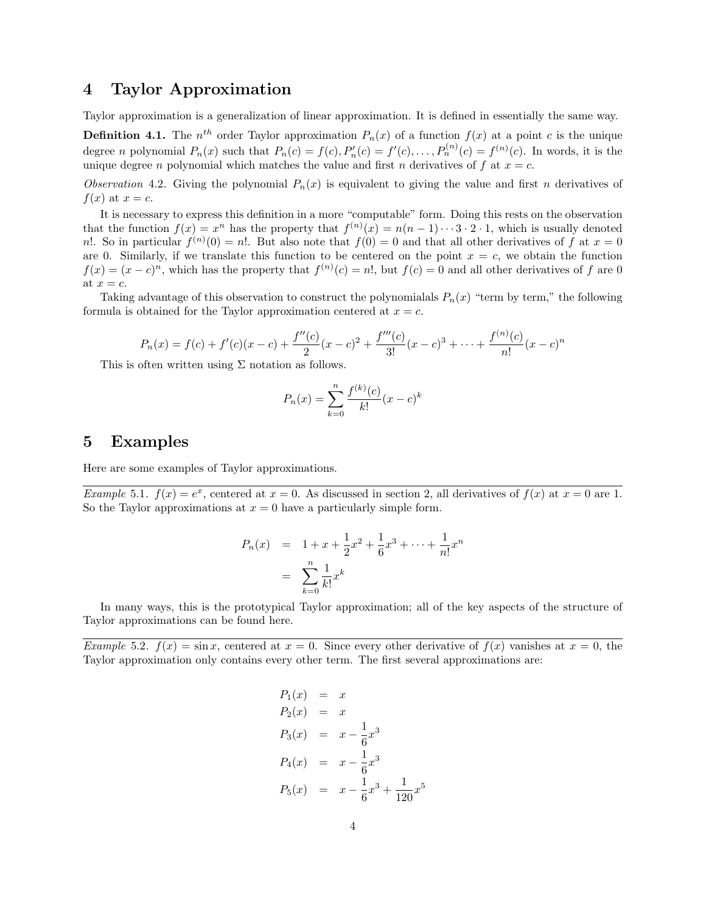## 4 Taylor Approximation

Taylor approximation is a generalization of linear approximation. It is defined in essentially the same way.

**Definition 4.1.** The $n^{th}$ order Taylor approximation $P_n(x)$ of a function $f(x)$ at a point $c$ is the unique degree $n$ polynomial $P_n(x)$ such that $P_n(c) = f(c), P_n'(c) = f'(c), \ldots, P_n^{(n)}(c) = f^{(n)}(c)$. In words, it is the unique degree $n$ polynomial which matches the value and first $n$ derivatives of $f$ at $x = c$.

*Observation* 4.2. Giving the polynomial $P_n(x)$ is equivalent to giving the value and first $n$ derivatives of $f(x)$ at $x = c$.

It is necessary to express this definition in a more "computable" form. Doing this rests on the observation that the function $f(x) = x^n$ has the property that $f^{(n)}(x) = n(n-1)\cdots 3 \cdot 2 \cdot 1$, which is usually denoted $n!$. So in particular $f^{(n)}(0) = n!$. But also note that $f(0) = 0$ and that all other derivatives of $f$ at $x = 0$ are 0. Similarly, if we translate this function to be centered on the point $x = c$, we obtain the function $f(x) = (x-c)^n$, which has the property that $f^{(n)}(c) = n!$, but $f(c) = 0$ and all other derivatives of $f$ are 0 at $x = c$.

Taking advantage of this observation to construct the polynomialals $P_n(x)$ "term by term," the following formula is obtained for the Taylor approximation centered at $x = c$.

$$P_n(x) = f(c) + f'(c)(x-c) + \frac{f''(c)}{2}(x-c)^2 + \frac{f'''(c)}{3!}(x-c)^3 + \cdots + \frac{f^{(n)}(c)}{n!}(x-c)^n$$

This is often written using $\Sigma$ notation as follows.

$$P_n(x) = \sum_{k=0}^{n} \frac{f^{(k)}(c)}{k!}(x-c)^k$$

## 5 Examples

Here are some examples of Taylor approximations.

---

*Example* 5.1. $f(x) = e^x$, centered at $x = 0$. As discussed in section 2, all derivatives of $f(x)$ at $x = 0$ are 1. So the Taylor approximations at $x = 0$ have a particularly simple form.

$$\begin{aligned} P_n(x) &= 1 + x + \frac{1}{2}x^2 + \frac{1}{6}x^3 + \cdots + \frac{1}{n!}x^n \\ &= \sum_{k=0}^{n} \frac{1}{k!}x^k \end{aligned}$$

In many ways, this is the prototypical Taylor approximation; all of the key aspects of the structure of Taylor approximations can be found here.

---

*Example* 5.2. $f(x) = \sin x$, centered at $x = 0$. Since every other derivative of $f(x)$ vanishes at $x = 0$, the Taylor approximation only contains every other term. The first several approximations are:

$$\begin{aligned} P_1(x) &= x \\ P_2(x) &= x \\ P_3(x) &= x - \frac{1}{6}x^3 \\ P_4(x) &= x - \frac{1}{6}x^3 \\ P_5(x) &= x - \frac{1}{6}x^3 + \frac{1}{120}x^5 \end{aligned}$$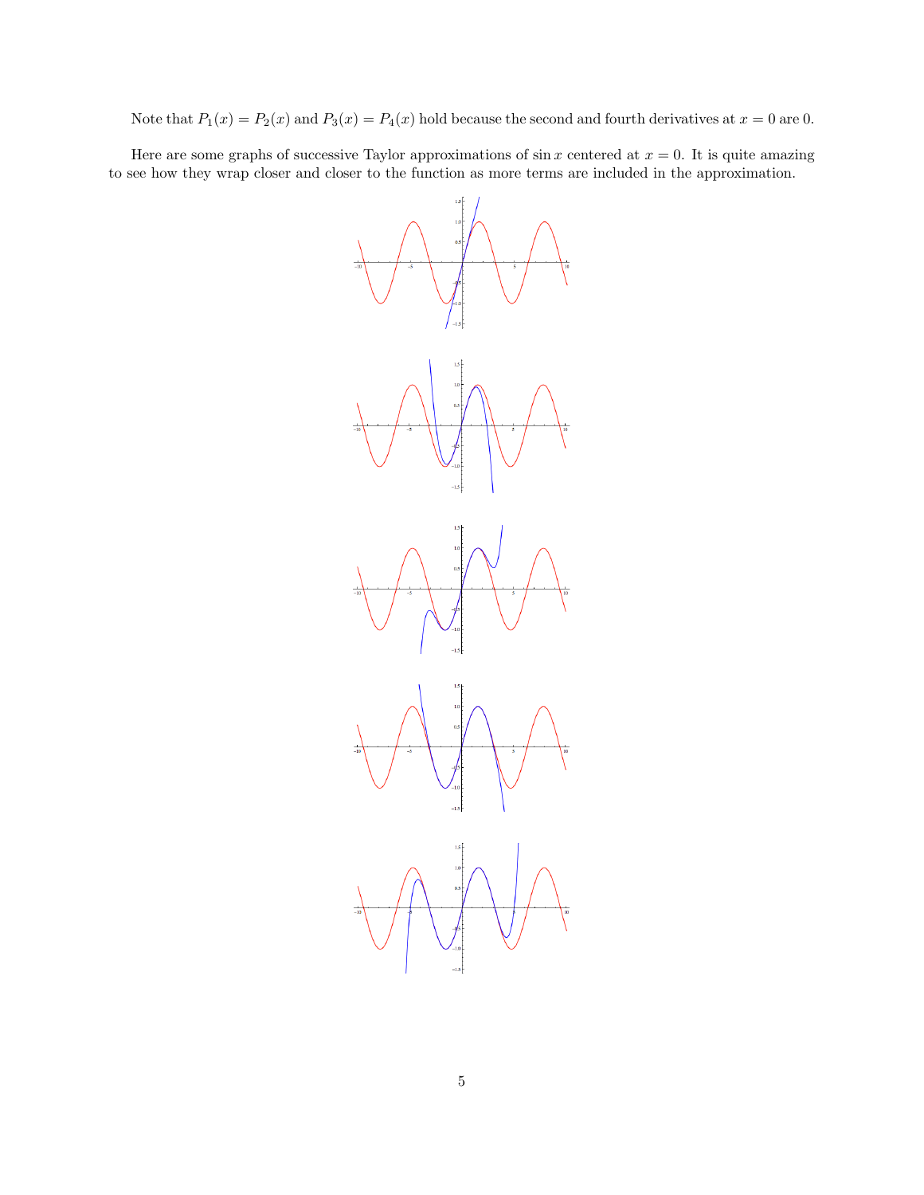Note that $P_1(x) = P_2(x)$ and $P_3(x) = P_4(x)$ hold because the second and fourth derivatives at $x = 0$ are 0.

Here are some graphs of successive Taylor approximations of $\sin x$ centered at $x = 0$. It is quite amazing to see how they wrap closer and closer to the function as more terms are included in the approximation.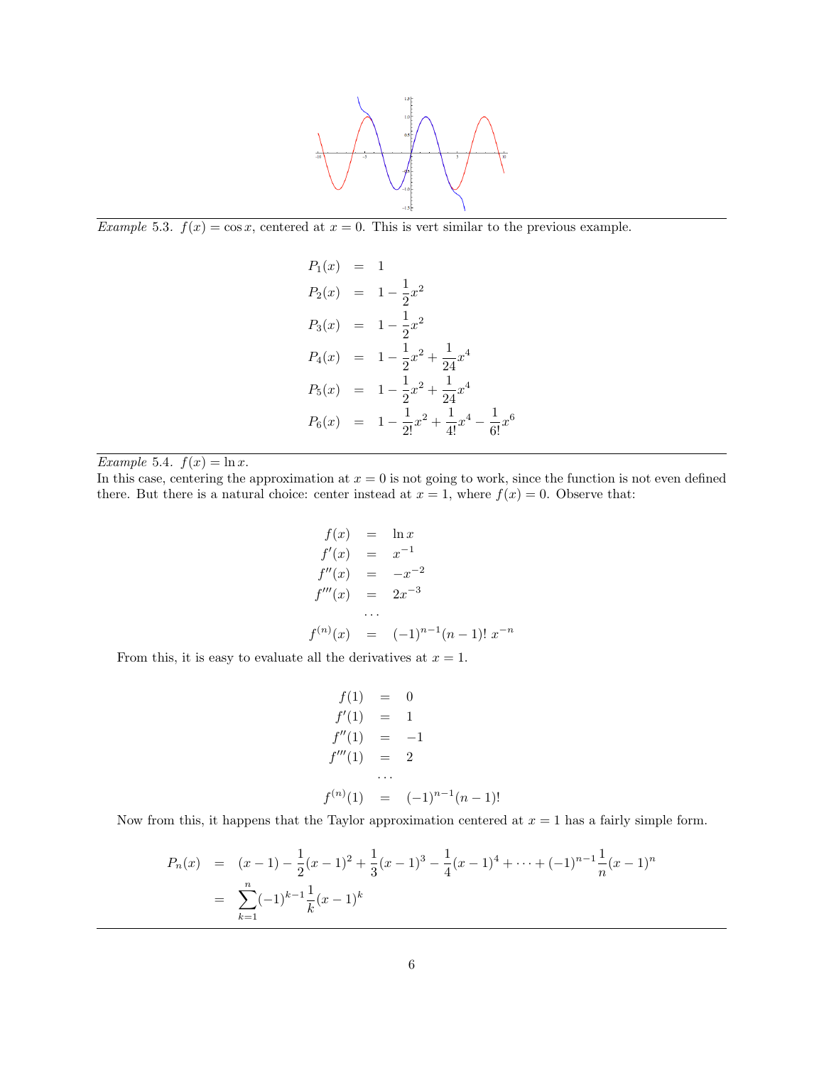*Example* 5.3. $f(x) = \cos x$, centered at $x = 0$. This is vert similar to the previous example.

$$
\begin{aligned}
P_1(x) &= 1 \\
P_2(x) &= 1 - \frac{1}{2}x^2 \\
P_3(x) &= 1 - \frac{1}{2}x^2 \\
P_4(x) &= 1 - \frac{1}{2}x^2 + \frac{1}{24}x^4 \\
P_5(x) &= 1 - \frac{1}{2}x^2 + \frac{1}{24}x^4 \\
P_6(x) &= 1 - \frac{1}{2!}x^2 + \frac{1}{4!}x^4 - \frac{1}{6!}x^6
\end{aligned}
$$

---

*Example* 5.4. $f(x) = \ln x$.

In this case, centering the approximation at $x = 0$ is not going to work, since the function is not even defined there. But there is a natural choice: center instead at $x = 1$, where $f(x) = 0$. Observe that:

$$
\begin{aligned}
f(x) &= \ln x \\
f'(x) &= x^{-1} \\
f''(x) &= -x^{-2} \\
f'''(x) &= 2x^{-3} \\
&\cdots \\
f^{(n)}(x) &= (-1)^{n-1}(n-1)!\ x^{-n}
\end{aligned}
$$

From this, it is easy to evaluate all the derivatives at $x = 1$.

$$
\begin{aligned}
f(1) &= 0 \\
f'(1) &= 1 \\
f''(1) &= -1 \\
f'''(1) &= 2 \\
&\cdots \\
f^{(n)}(1) &= (-1)^{n-1}(n-1)!
\end{aligned}
$$

Now from this, it happens that the Taylor approximation centered at $x = 1$ has a fairly simple form.

$$
\begin{aligned}
P_n(x) &= (x-1) - \frac{1}{2}(x-1)^2 + \frac{1}{3}(x-1)^3 - \frac{1}{4}(x-1)^4 + \cdots + (-1)^{n-1}\frac{1}{n}(x-1)^n \\
&= \sum_{k=1}^{n}(-1)^{k-1}\frac{1}{k}(x-1)^k
\end{aligned}
$$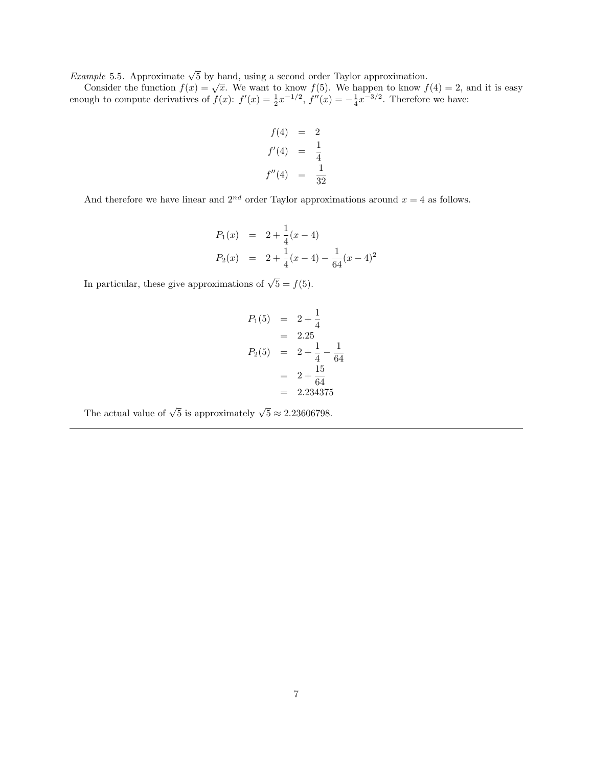*Example* 5.5. Approximate $\sqrt{5}$ by hand, using a second order Taylor approximation.

Consider the function $f(x) = \sqrt{x}$. We want to know $f(5)$. We happen to know $f(4) = 2$, and it is easy enough to compute derivatives of $f(x)$: $f'(x) = \frac{1}{2}x^{-1/2}$, $f''(x) = -\frac{1}{4}x^{-3/2}$. Therefore we have:

$$
\begin{aligned}
f(4) &= 2 \\
f'(4) &= \frac{1}{4} \\
f''(4) &= \frac{1}{32}
\end{aligned}
$$

And therefore we have linear and $2^{nd}$ order Taylor approximations around $x = 4$ as follows.

$$
\begin{aligned}
P_1(x) &= 2 + \frac{1}{4}(x-4) \\
P_2(x) &= 2 + \frac{1}{4}(x-4) - \frac{1}{64}(x-4)^2
\end{aligned}
$$

In particular, these give approximations of $\sqrt{5} = f(5)$.

$$
\begin{aligned}
P_1(5) &= 2 + \frac{1}{4} \\
&= 2.25 \\
P_2(5) &= 2 + \frac{1}{4} - \frac{1}{64} \\
&= 2 + \frac{15}{64} \\
&= 2.234375
\end{aligned}
$$

The actual value of $\sqrt{5}$ is approximately $\sqrt{5} \approx 2.23606798$.

---